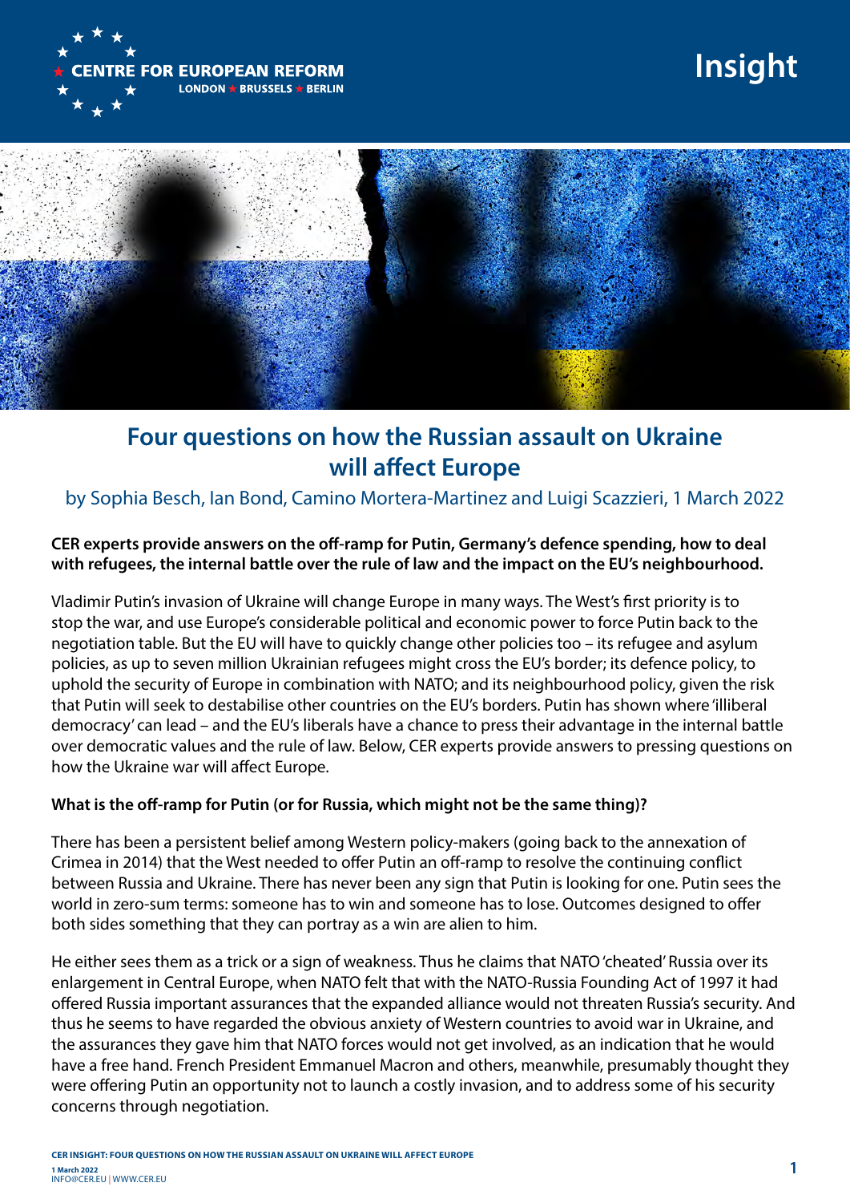**CENTRE FOR EUROPEAN REFORM**
LONDON ★ BRUSSELS ★ BERLIN

**Insight**

# Four questions on how the Russian assault on Ukraine will affect Europe

by Sophia Besch, Ian Bond, Camino Mortera-Martinez and Luigi Scazzieri, 1 March 2022

**CER experts provide answers on the off-ramp for Putin, Germany's defence spending, how to deal with refugees, the internal battle over the rule of law and the impact on the EU's neighbourhood.**

Vladimir Putin's invasion of Ukraine will change Europe in many ways. The West's first priority is to stop the war, and use Europe's considerable political and economic power to force Putin back to the negotiation table. But the EU will have to quickly change other policies too – its refugee and asylum policies, as up to seven million Ukrainian refugees might cross the EU's border; its defence policy, to uphold the security of Europe in combination with NATO; and its neighbourhood policy, given the risk that Putin will seek to destabilise other countries on the EU's borders. Putin has shown where 'illiberal democracy' can lead – and the EU's liberals have a chance to press their advantage in the internal battle over democratic values and the rule of law. Below, CER experts provide answers to pressing questions on how the Ukraine war will affect Europe.

**What is the off-ramp for Putin (or for Russia, which might not be the same thing)?**

There has been a persistent belief among Western policy-makers (going back to the annexation of Crimea in 2014) that the West needed to offer Putin an off-ramp to resolve the continuing conflict between Russia and Ukraine. There has never been any sign that Putin is looking for one. Putin sees the world in zero-sum terms: someone has to win and someone has to lose. Outcomes designed to offer both sides something that they can portray as a win are alien to him.

He either sees them as a trick or a sign of weakness. Thus he claims that NATO 'cheated' Russia over its enlargement in Central Europe, when NATO felt that with the NATO-Russia Founding Act of 1997 it had offered Russia important assurances that the expanded alliance would not threaten Russia's security. And thus he seems to have regarded the obvious anxiety of Western countries to avoid war in Ukraine, and the assurances they gave him that NATO forces would not get involved, as an indication that he would have a free hand. French President Emmanuel Macron and others, meanwhile, presumably thought they were offering Putin an opportunity not to launch a costly invasion, and to address some of his security concerns through negotiation.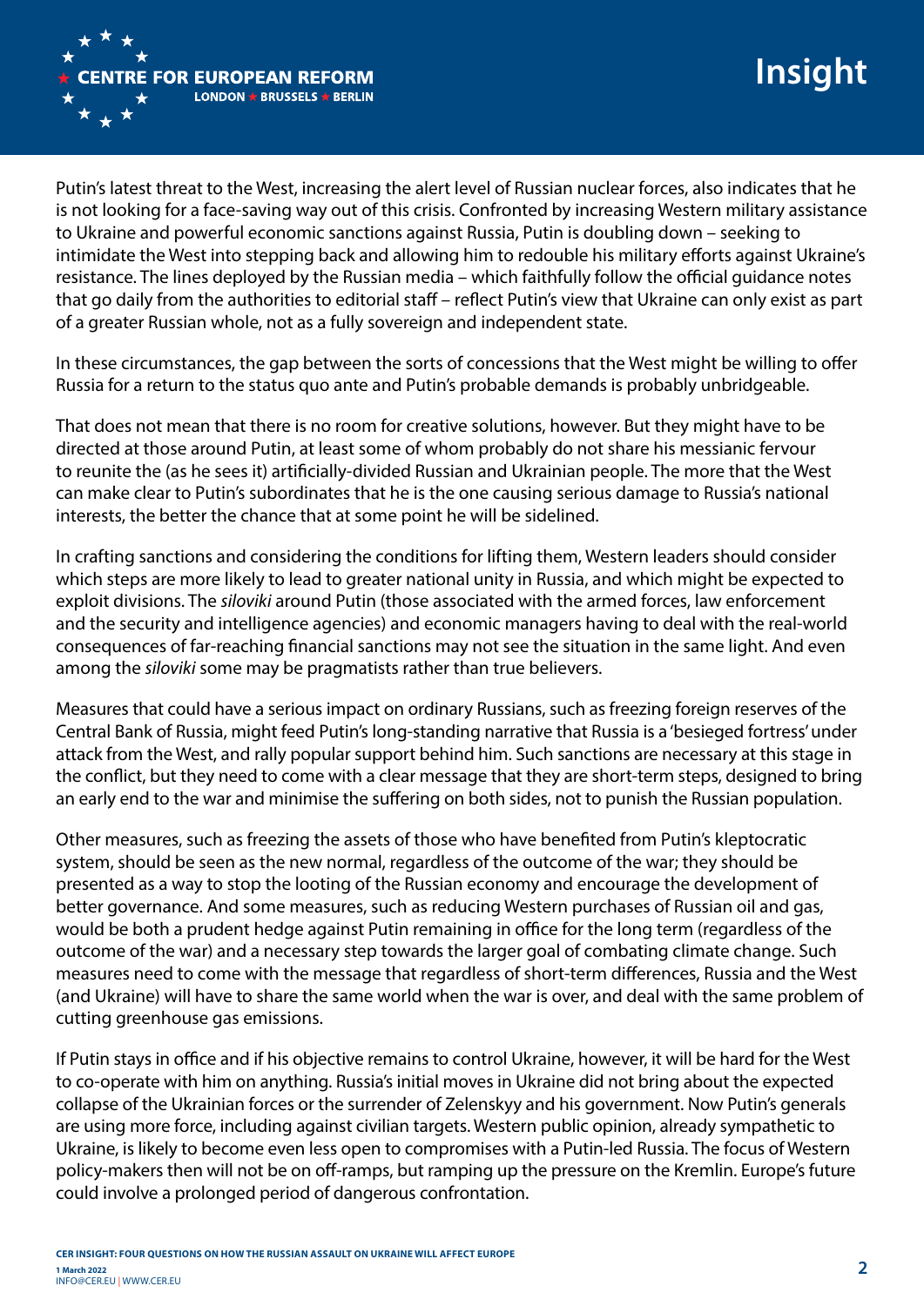Putin's latest threat to the West, increasing the alert level of Russian nuclear forces, also indicates that he is not looking for a face-saving way out of this crisis. Confronted by increasing Western military assistance to Ukraine and powerful economic sanctions against Russia, Putin is doubling down – seeking to intimidate the West into stepping back and allowing him to redouble his military efforts against Ukraine's resistance. The lines deployed by the Russian media – which faithfully follow the official guidance notes that go daily from the authorities to editorial staff – reflect Putin's view that Ukraine can only exist as part of a greater Russian whole, not as a fully sovereign and independent state.

In these circumstances, the gap between the sorts of concessions that the West might be willing to offer Russia for a return to the status quo ante and Putin's probable demands is probably unbridgeable.

That does not mean that there is no room for creative solutions, however. But they might have to be directed at those around Putin, at least some of whom probably do not share his messianic fervour to reunite the (as he sees it) artificially-divided Russian and Ukrainian people. The more that the West can make clear to Putin's subordinates that he is the one causing serious damage to Russia's national interests, the better the chance that at some point he will be sidelined.

In crafting sanctions and considering the conditions for lifting them, Western leaders should consider which steps are more likely to lead to greater national unity in Russia, and which might be expected to exploit divisions. The *siloviki* around Putin (those associated with the armed forces, law enforcement and the security and intelligence agencies) and economic managers having to deal with the real-world consequences of far-reaching financial sanctions may not see the situation in the same light. And even among the *siloviki* some may be pragmatists rather than true believers.

Measures that could have a serious impact on ordinary Russians, such as freezing foreign reserves of the Central Bank of Russia, might feed Putin's long-standing narrative that Russia is a 'besieged fortress' under attack from the West, and rally popular support behind him. Such sanctions are necessary at this stage in the conflict, but they need to come with a clear message that they are short-term steps, designed to bring an early end to the war and minimise the suffering on both sides, not to punish the Russian population.

Other measures, such as freezing the assets of those who have benefited from Putin's kleptocratic system, should be seen as the new normal, regardless of the outcome of the war; they should be presented as a way to stop the looting of the Russian economy and encourage the development of better governance. And some measures, such as reducing Western purchases of Russian oil and gas, would be both a prudent hedge against Putin remaining in office for the long term (regardless of the outcome of the war) and a necessary step towards the larger goal of combating climate change. Such measures need to come with the message that regardless of short-term differences, Russia and the West (and Ukraine) will have to share the same world when the war is over, and deal with the same problem of cutting greenhouse gas emissions.

If Putin stays in office and if his objective remains to control Ukraine, however, it will be hard for the West to co-operate with him on anything. Russia's initial moves in Ukraine did not bring about the expected collapse of the Ukrainian forces or the surrender of Zelenskyy and his government. Now Putin's generals are using more force, including against civilian targets. Western public opinion, already sympathetic to Ukraine, is likely to become even less open to compromises with a Putin-led Russia. The focus of Western policy-makers then will not be on off-ramps, but ramping up the pressure on the Kremlin. Europe's future could involve a prolonged period of dangerous confrontation.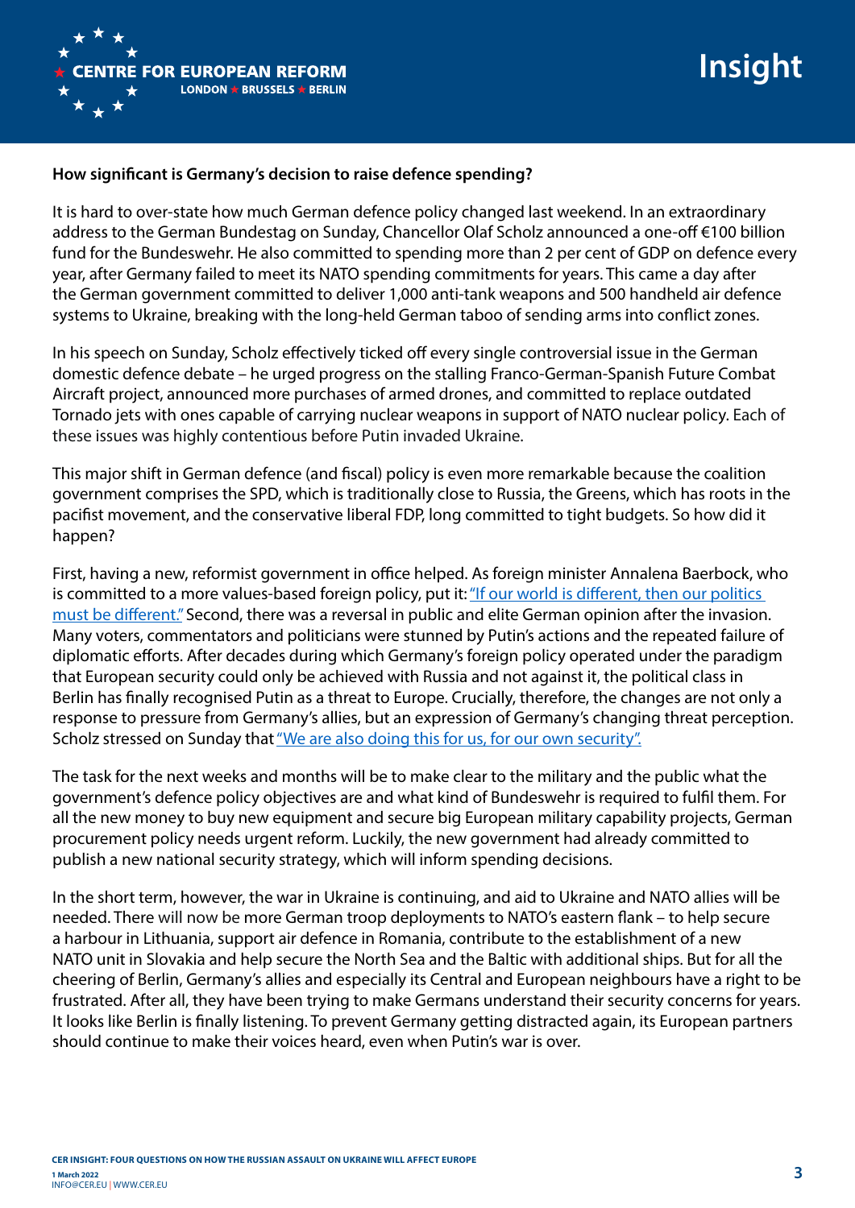### How significant is Germany's decision to raise defence spending?

It is hard to over-state how much German defence policy changed last weekend. In an extraordinary address to the German Bundestag on Sunday, Chancellor Olaf Scholz announced a one-off €100 billion fund for the Bundeswehr. He also committed to spending more than 2 per cent of GDP on defence every year, after Germany failed to meet its NATO spending commitments for years. This came a day after the German government committed to deliver 1,000 anti-tank weapons and 500 handheld air defence systems to Ukraine, breaking with the long-held German taboo of sending arms into conflict zones.

In his speech on Sunday, Scholz effectively ticked off every single controversial issue in the German domestic defence debate – he urged progress on the stalling Franco-German-Spanish Future Combat Aircraft project, announced more purchases of armed drones, and committed to replace outdated Tornado jets with ones capable of carrying nuclear weapons in support of NATO nuclear policy. Each of these issues was highly contentious before Putin invaded Ukraine.

This major shift in German defence (and fiscal) policy is even more remarkable because the coalition government comprises the SPD, which is traditionally close to Russia, the Greens, which has roots in the pacifist movement, and the conservative liberal FDP, long committed to tight budgets. So how did it happen?

First, having a new, reformist government in office helped. As foreign minister Annalena Baerbock, who is committed to a more values-based foreign policy, put it: "If our world is different, then our politics must be different." Second, there was a reversal in public and elite German opinion after the invasion. Many voters, commentators and politicians were stunned by Putin's actions and the repeated failure of diplomatic efforts. After decades during which Germany's foreign policy operated under the paradigm that European security could only be achieved with Russia and not against it, the political class in Berlin has finally recognised Putin as a threat to Europe. Crucially, therefore, the changes are not only a response to pressure from Germany's allies, but an expression of Germany's changing threat perception. Scholz stressed on Sunday that "We are also doing this for us, for our own security".

The task for the next weeks and months will be to make clear to the military and the public what the government's defence policy objectives are and what kind of Bundeswehr is required to fulfil them. For all the new money to buy new equipment and secure big European military capability projects, German procurement policy needs urgent reform. Luckily, the new government had already committed to publish a new national security strategy, which will inform spending decisions.

In the short term, however, the war in Ukraine is continuing, and aid to Ukraine and NATO allies will be needed. There will now be more German troop deployments to NATO's eastern flank – to help secure a harbour in Lithuania, support air defence in Romania, contribute to the establishment of a new NATO unit in Slovakia and help secure the North Sea and the Baltic with additional ships. But for all the cheering of Berlin, Germany's allies and especially its Central and European neighbours have a right to be frustrated. After all, they have been trying to make Germans understand their security concerns for years. It looks like Berlin is finally listening. To prevent Germany getting distracted again, its European partners should continue to make their voices heard, even when Putin's war is over.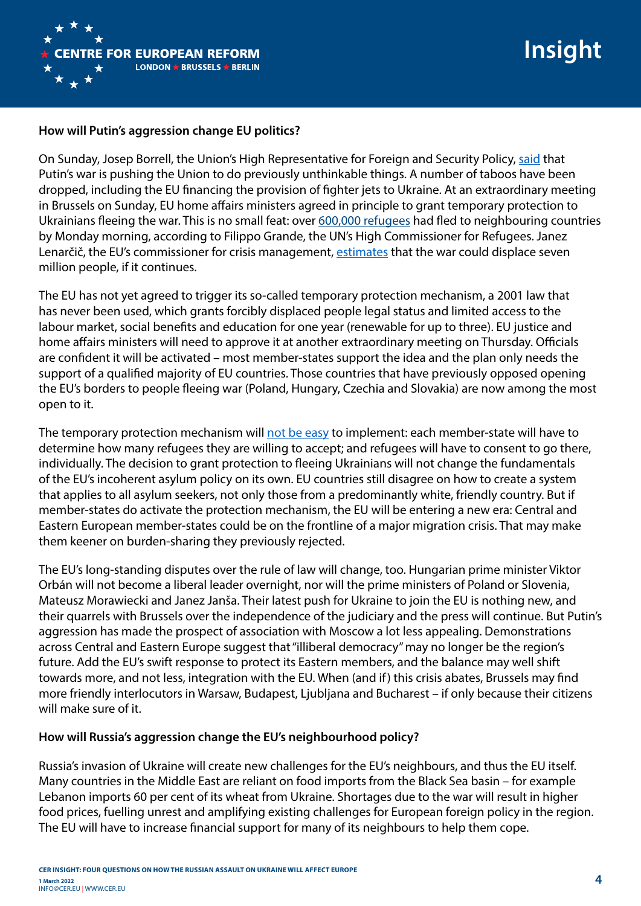**How will Putin's aggression change EU politics?**

On Sunday, Josep Borrell, the Union's High Representative for Foreign and Security Policy, said that Putin's war is pushing the Union to do previously unthinkable things. A number of taboos have been dropped, including the EU financing the provision of fighter jets to Ukraine. At an extraordinary meeting in Brussels on Sunday, EU home affairs ministers agreed in principle to grant temporary protection to Ukrainians fleeing the war. This is no small feat: over 600,000 refugees had fled to neighbouring countries by Monday morning, according to Filippo Grande, the UN's High Commissioner for Refugees. Janez Lenarčič, the EU's commissioner for crisis management, estimates that the war could displace seven million people, if it continues.

The EU has not yet agreed to trigger its so-called temporary protection mechanism, a 2001 law that has never been used, which grants forcibly displaced people legal status and limited access to the labour market, social benefits and education for one year (renewable for up to three). EU justice and home affairs ministers will need to approve it at another extraordinary meeting on Thursday. Officials are confident it will be activated – most member-states support the idea and the plan only needs the support of a qualified majority of EU countries. Those countries that have previously opposed opening the EU's borders to people fleeing war (Poland, Hungary, Czechia and Slovakia) are now among the most open to it.

The temporary protection mechanism will not be easy to implement: each member-state will have to determine how many refugees they are willing to accept; and refugees will have to consent to go there, individually. The decision to grant protection to fleeing Ukrainians will not change the fundamentals of the EU's incoherent asylum policy on its own. EU countries still disagree on how to create a system that applies to all asylum seekers, not only those from a predominantly white, friendly country. But if member-states do activate the protection mechanism, the EU will be entering a new era: Central and Eastern European member-states could be on the frontline of a major migration crisis. That may make them keener on burden-sharing they previously rejected.

The EU's long-standing disputes over the rule of law will change, too. Hungarian prime minister Viktor Orbán will not become a liberal leader overnight, nor will the prime ministers of Poland or Slovenia, Mateusz Morawiecki and Janez Janša. Their latest push for Ukraine to join the EU is nothing new, and their quarrels with Brussels over the independence of the judiciary and the press will continue. But Putin's aggression has made the prospect of association with Moscow a lot less appealing. Demonstrations across Central and Eastern Europe suggest that "illiberal democracy" may no longer be the region's future. Add the EU's swift response to protect its Eastern members, and the balance may well shift towards more, and not less, integration with the EU. When (and if) this crisis abates, Brussels may find more friendly interlocutors in Warsaw, Budapest, Ljubljana and Bucharest – if only because their citizens will make sure of it.

**How will Russia's aggression change the EU's neighbourhood policy?**

Russia's invasion of Ukraine will create new challenges for the EU's neighbours, and thus the EU itself. Many countries in the Middle East are reliant on food imports from the Black Sea basin – for example Lebanon imports 60 per cent of its wheat from Ukraine. Shortages due to the war will result in higher food prices, fuelling unrest and amplifying existing challenges for European foreign policy in the region. The EU will have to increase financial support for many of its neighbours to help them cope.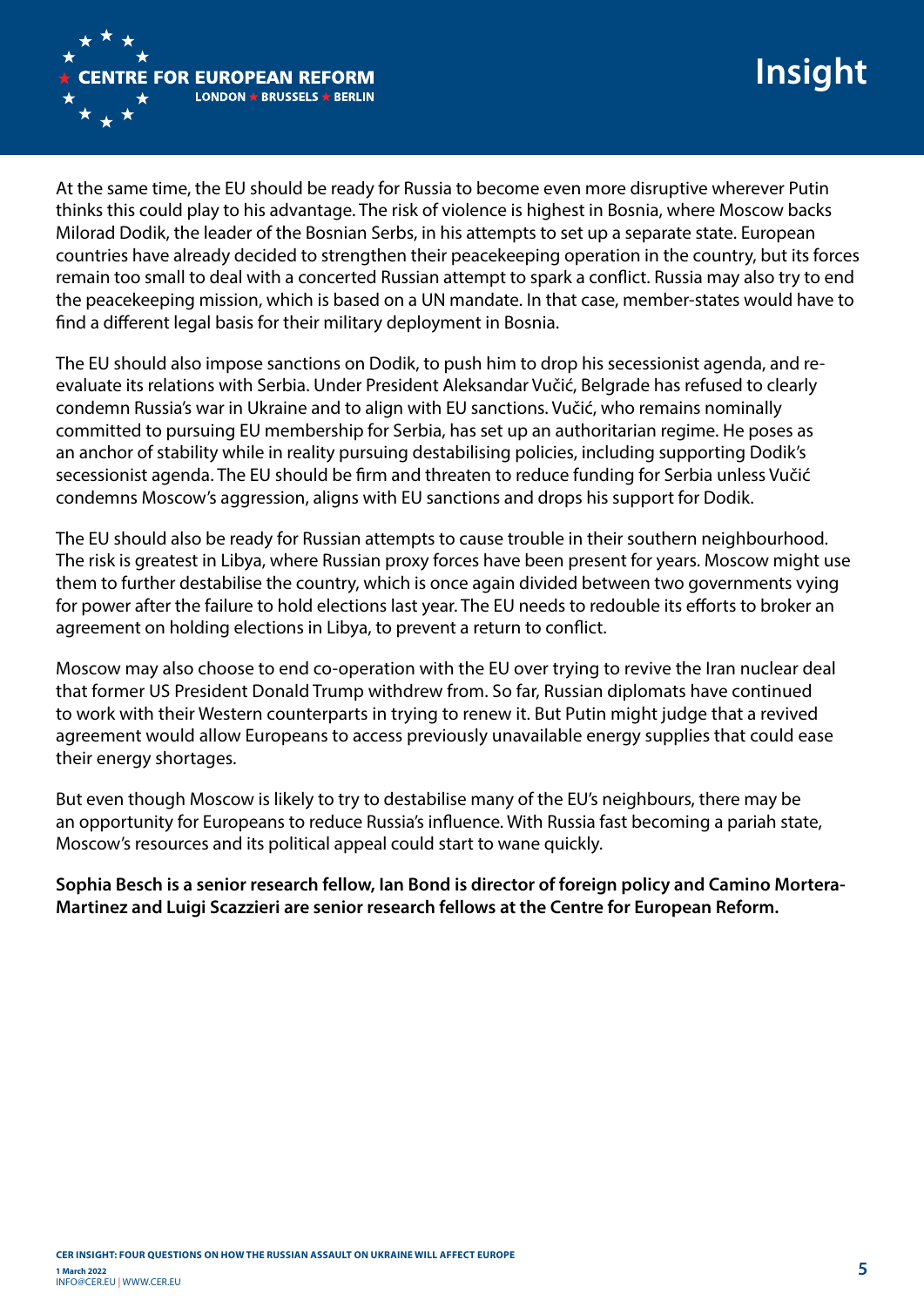At the same time, the EU should be ready for Russia to become even more disruptive wherever Putin thinks this could play to his advantage. The risk of violence is highest in Bosnia, where Moscow backs Milorad Dodik, the leader of the Bosnian Serbs, in his attempts to set up a separate state. European countries have already decided to strengthen their peacekeeping operation in the country, but its forces remain too small to deal with a concerted Russian attempt to spark a conflict. Russia may also try to end the peacekeeping mission, which is based on a UN mandate. In that case, member-states would have to find a different legal basis for their military deployment in Bosnia.

The EU should also impose sanctions on Dodik, to push him to drop his secessionist agenda, and re-evaluate its relations with Serbia. Under President Aleksandar Vučić, Belgrade has refused to clearly condemn Russia's war in Ukraine and to align with EU sanctions. Vučić, who remains nominally committed to pursuing EU membership for Serbia, has set up an authoritarian regime. He poses as an anchor of stability while in reality pursuing destabilising policies, including supporting Dodik's secessionist agenda. The EU should be firm and threaten to reduce funding for Serbia unless Vučić condemns Moscow's aggression, aligns with EU sanctions and drops his support for Dodik.

The EU should also be ready for Russian attempts to cause trouble in their southern neighbourhood. The risk is greatest in Libya, where Russian proxy forces have been present for years. Moscow might use them to further destabilise the country, which is once again divided between two governments vying for power after the failure to hold elections last year. The EU needs to redouble its efforts to broker an agreement on holding elections in Libya, to prevent a return to conflict.

Moscow may also choose to end co-operation with the EU over trying to revive the Iran nuclear deal that former US President Donald Trump withdrew from. So far, Russian diplomats have continued to work with their Western counterparts in trying to renew it. But Putin might judge that a revived agreement would allow Europeans to access previously unavailable energy supplies that could ease their energy shortages.

But even though Moscow is likely to try to destabilise many of the EU's neighbours, there may be an opportunity for Europeans to reduce Russia's influence. With Russia fast becoming a pariah state, Moscow's resources and its political appeal could start to wane quickly.

**Sophia Besch is a senior research fellow, Ian Bond is director of foreign policy and Camino Mortera-Martinez and Luigi Scazzieri are senior research fellows at the Centre for European Reform.**